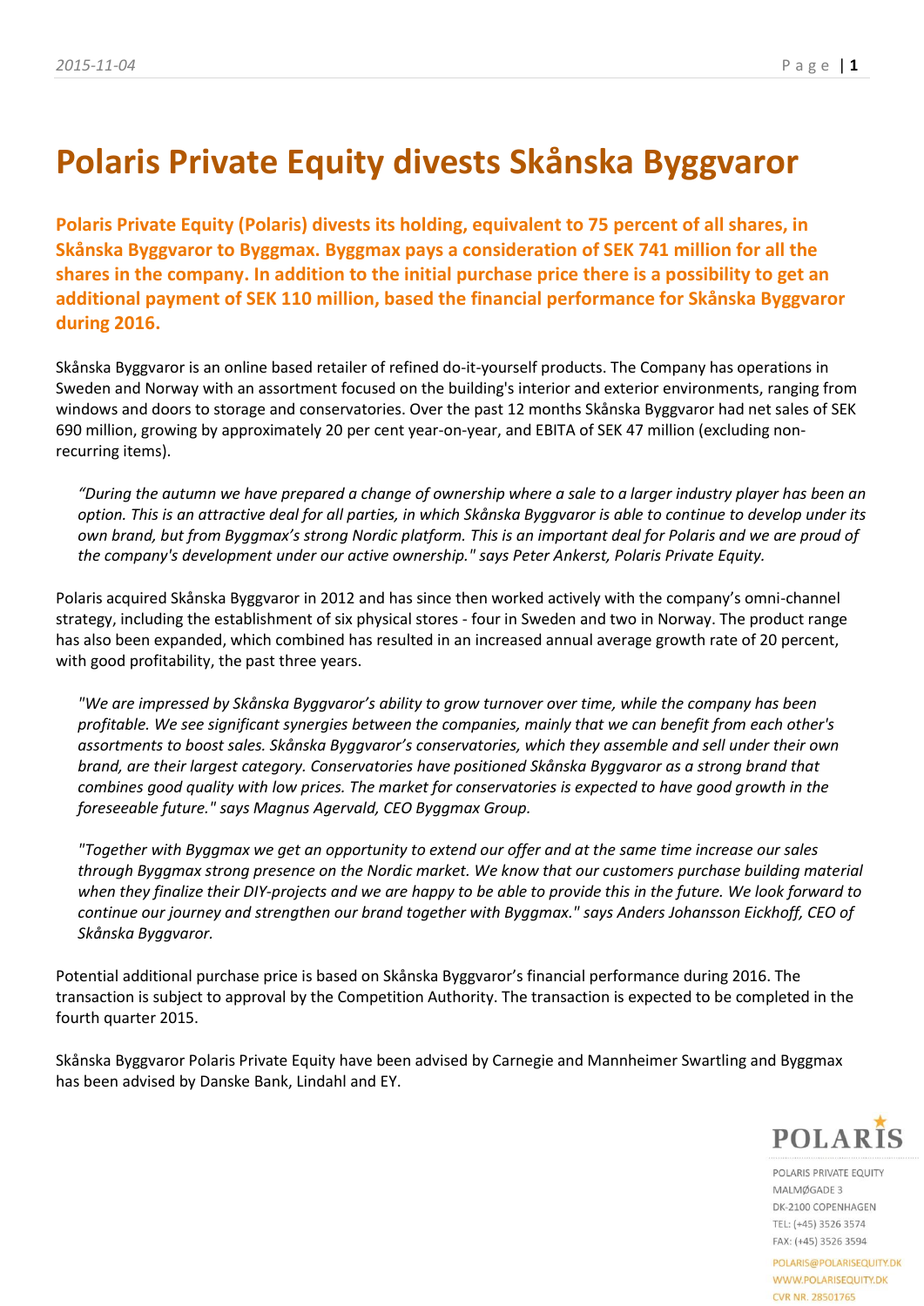# Polaris Private Equity divests Skånska Byggvaror

**Polaris Private Equity (Polaris) divests its holding, equivalent to 75 percent of all shares, in Skånska Byggvaror to Byggmax. Byggmax pays a consideration of SEK 741 million for all the shares in the company. In addition to the initial purchase price there is a possibility to get an additional payment of SEK 110 million, based the financial performance for Skånska Byggvaror during 2016.**

Skånska Byggvaror is an online based retailer of refined do-it-yourself products. The Company has operations in Sweden and Norway with an assortment focused on the building's interior and exterior environments, ranging from windows and doors to storage and conservatories. Over the past 12 months Skånska Byggvaror had net sales of SEK 690 million, growing by approximately 20 per cent year-on-year, and EBITA of SEK 47 million (excluding non-recurring items).

> *"During the autumn we have prepared a change of ownership where a sale to a larger industry player has been an option. This is an attractive deal for all parties, in which Skånska Byggvaror is able to continue to develop under its own brand, but from Byggmax's strong Nordic platform. This is an important deal for Polaris and we are proud of the company's development under our active ownership." says Peter Ankerst, Polaris Private Equity.*

Polaris acquired Skånska Byggvaror in 2012 and has since then worked actively with the company's omni-channel strategy, including the establishment of six physical stores - four in Sweden and two in Norway. The product range has also been expanded, which combined has resulted in an increased annual average growth rate of 20 percent, with good profitability, the past three years.

> *"We are impressed by Skånska Byggvaror's ability to grow turnover over time, while the company has been profitable. We see significant synergies between the companies, mainly that we can benefit from each other's assortments to boost sales. Skånska Byggvaror's conservatories, which they assemble and sell under their own brand, are their largest category. Conservatories have positioned Skånska Byggvaror as a strong brand that combines good quality with low prices. The market for conservatories is expected to have good growth in the foreseeable future." says Magnus Agervald, CEO Byggmax Group.*

> *"Together with Byggmax we get an opportunity to extend our offer and at the same time increase our sales through Byggmax strong presence on the Nordic market. We know that our customers purchase building material when they finalize their DIY-projects and we are happy to be able to provide this in the future. We look forward to continue our journey and strengthen our brand together with Byggmax." says Anders Johansson Eickhoff, CEO of Skånska Byggvaror.*

Potential additional purchase price is based on Skånska Byggvaror's financial performance during 2016. The transaction is subject to approval by the Competition Authority. The transaction is expected to be completed in the fourth quarter 2015.

Skånska Byggvaror Polaris Private Equity have been advised by Carnegie and Mannheimer Swartling and Byggmax has been advised by Danske Bank, Lindahl and EY.

POLARIS

POLARIS PRIVATE EQUITY
MALMØGADE 3
DK-2100 COPENHAGEN
TEL: (+45) 3526 3574
FAX: (+45) 3526 3594

POLARIS@POLARISEQUITY.DK
WWW.POLARISEQUITY.DK
CVR NR. 28501765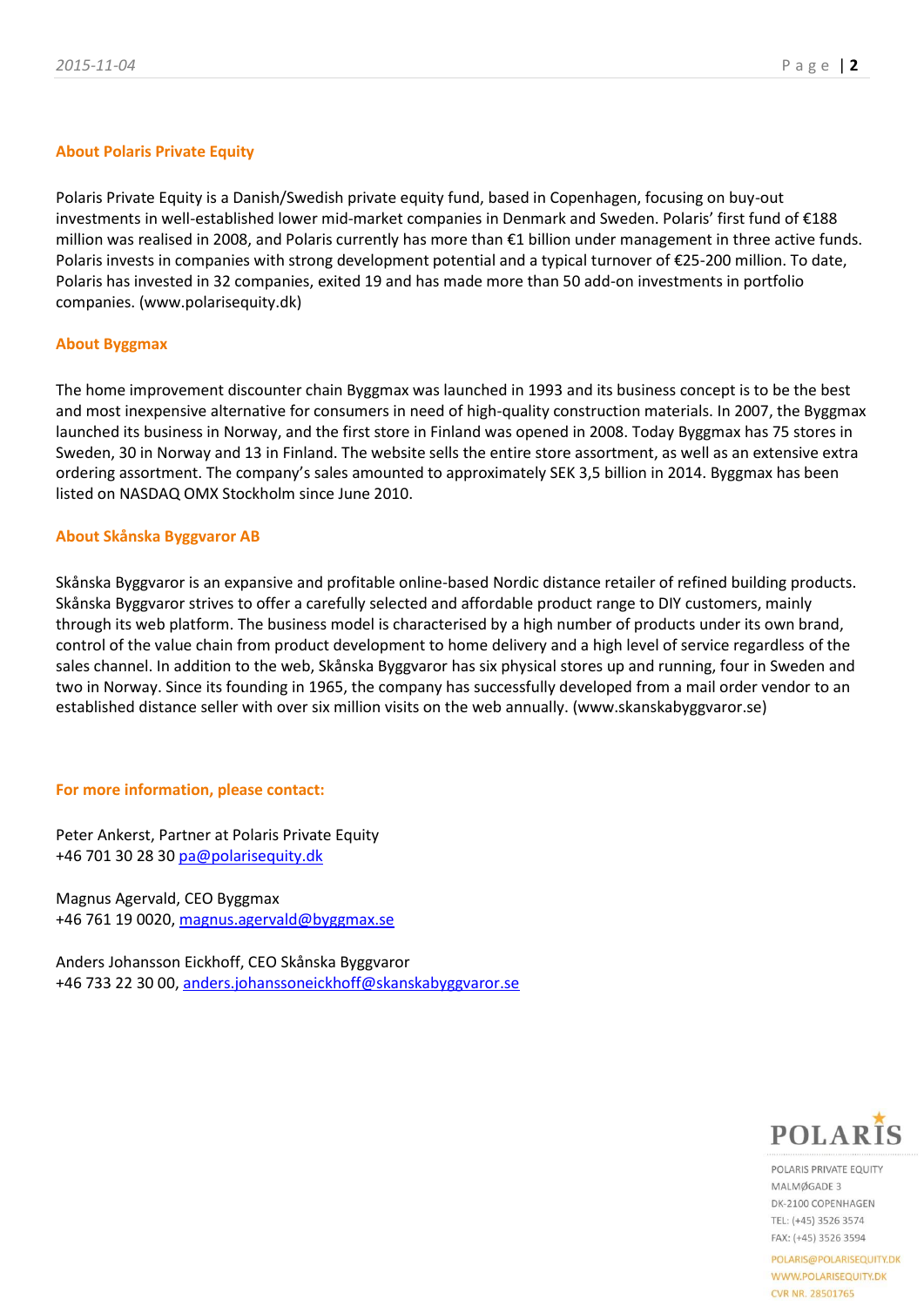## About Polaris Private Equity

Polaris Private Equity is a Danish/Swedish private equity fund, based in Copenhagen, focusing on buy-out investments in well-established lower mid-market companies in Denmark and Sweden. Polaris' first fund of €188 million was realised in 2008, and Polaris currently has more than €1 billion under management in three active funds. Polaris invests in companies with strong development potential and a typical turnover of €25-200 million. To date, Polaris has invested in 32 companies, exited 19 and has made more than 50 add-on investments in portfolio companies. (www.polarisequity.dk)

## About Byggmax

The home improvement discounter chain Byggmax was launched in 1993 and its business concept is to be the best and most inexpensive alternative for consumers in need of high-quality construction materials. In 2007, the Byggmax launched its business in Norway, and the first store in Finland was opened in 2008. Today Byggmax has 75 stores in Sweden, 30 in Norway and 13 in Finland. The website sells the entire store assortment, as well as an extensive extra ordering assortment. The company's sales amounted to approximately SEK 3,5 billion in 2014. Byggmax has been listed on NASDAQ OMX Stockholm since June 2010.

## About Skånska Byggvaror AB

Skånska Byggvaror is an expansive and profitable online-based Nordic distance retailer of refined building products. Skånska Byggvaror strives to offer a carefully selected and affordable product range to DIY customers, mainly through its web platform. The business model is characterised by a high number of products under its own brand, control of the value chain from product development to home delivery and a high level of service regardless of the sales channel. In addition to the web, Skånska Byggvaror has six physical stores up and running, four in Sweden and two in Norway. Since its founding in 1965, the company has successfully developed from a mail order vendor to an established distance seller with over six million visits on the web annually. (www.skanskabyggvaror.se)

## For more information, please contact:

Peter Ankerst, Partner at Polaris Private Equity
+46 701 30 28 30 pa@polarisequity.dk

Magnus Agervald, CEO Byggmax
+46 761 19 0020, magnus.agervald@byggmax.se

Anders Johansson Eickhoff, CEO Skånska Byggvaror
+46 733 22 30 00, anders.johanssoneickhoff@skanskabyggvaror.se

POLARIS

POLARIS PRIVATE EQUITY
MALMØGADE 3
DK-2100 COPENHAGEN
TEL: (+45) 3526 3574
FAX: (+45) 3526 3594
POLARIS@POLARISEQUITY.DK
WWW.POLARISEQUITY.DK
CVR NR. 28501765